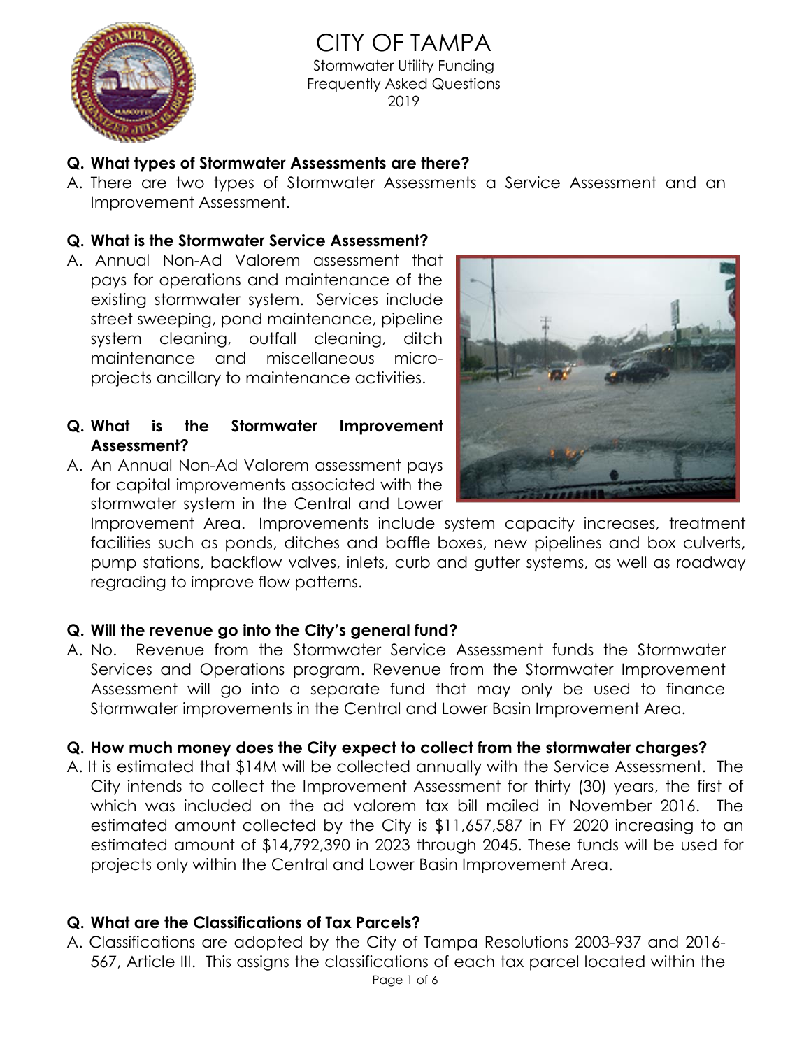# CITY OF TAMPA

Stormwater Utility Funding
Frequently Asked Questions
2019

**Q. What types of Stormwater Assessments are there?**

A. There are two types of Stormwater Assessments a Service Assessment and an Improvement Assessment.

**Q. What is the Stormwater Service Assessment?**

A. Annual Non-Ad Valorem assessment that pays for operations and maintenance of the existing stormwater system. Services include street sweeping, pond maintenance, pipeline system cleaning, outfall cleaning, ditch maintenance and miscellaneous micro-projects ancillary to maintenance activities.

**Q. What is the Stormwater Improvement Assessment?**

A. An Annual Non-Ad Valorem assessment pays for capital improvements associated with the stormwater system in the Central and Lower Improvement Area. Improvements include system capacity increases, treatment facilities such as ponds, ditches and baffle boxes, new pipelines and box culverts, pump stations, backflow valves, inlets, curb and gutter systems, as well as roadway regrading to improve flow patterns.

**Q. Will the revenue go into the City's general fund?**

A. No. Revenue from the Stormwater Service Assessment funds the Stormwater Services and Operations program. Revenue from the Stormwater Improvement Assessment will go into a separate fund that may only be used to finance Stormwater improvements in the Central and Lower Basin Improvement Area.

**Q. How much money does the City expect to collect from the stormwater charges?**

A. It is estimated that $14M will be collected annually with the Service Assessment. The City intends to collect the Improvement Assessment for thirty (30) years, the first of which was included on the ad valorem tax bill mailed in November 2016. The estimated amount collected by the City is $11,657,587 in FY 2020 increasing to an estimated amount of $14,792,390 in 2023 through 2045. These funds will be used for projects only within the Central and Lower Basin Improvement Area.

**Q. What are the Classifications of Tax Parcels?**

A. Classifications are adopted by the City of Tampa Resolutions 2003-937 and 2016-567, Article III. This assigns the classifications of each tax parcel located within the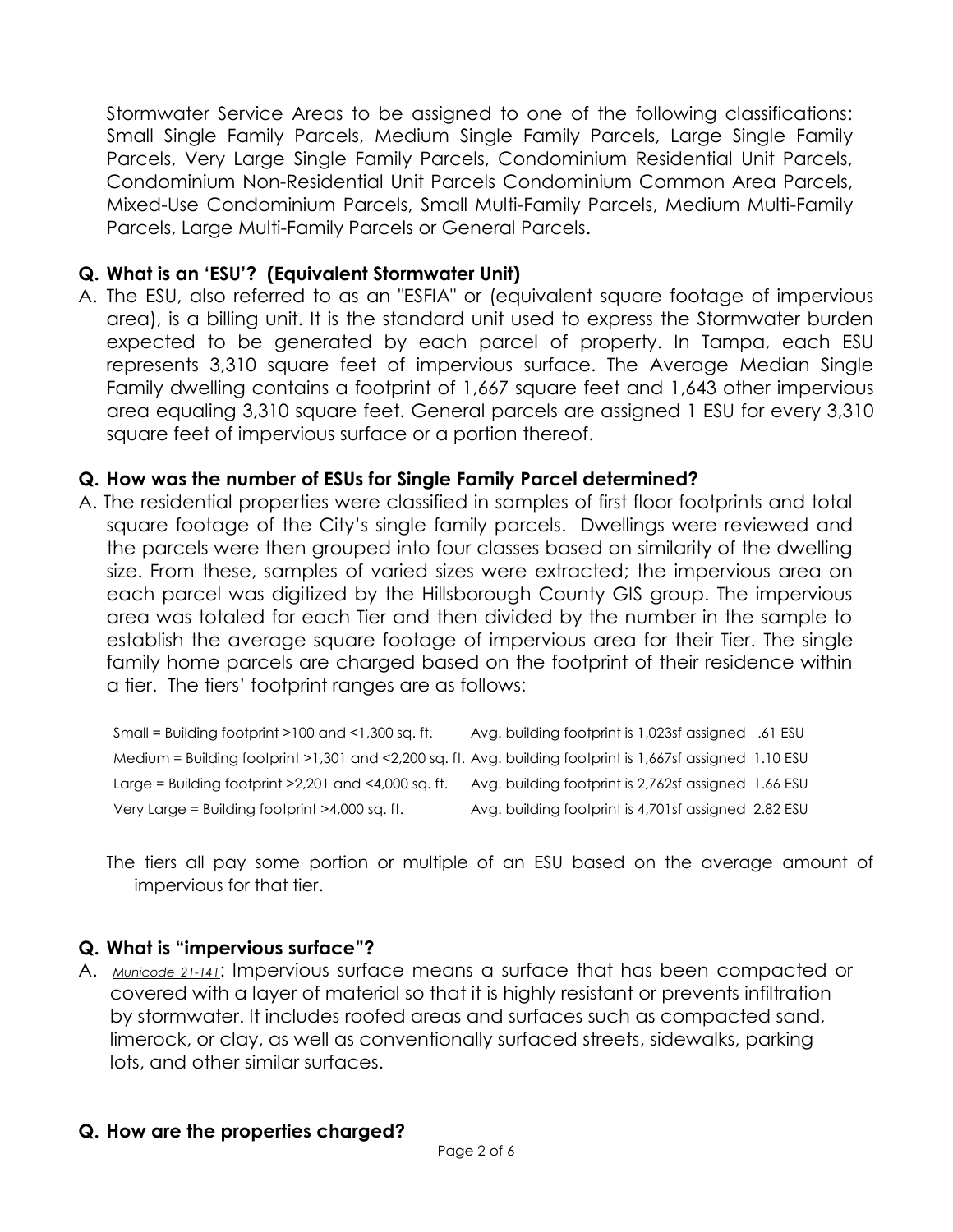Stormwater Service Areas to be assigned to one of the following classifications: Small Single Family Parcels, Medium Single Family Parcels, Large Single Family Parcels, Very Large Single Family Parcels, Condominium Residential Unit Parcels, Condominium Non-Residential Unit Parcels Condominium Common Area Parcels, Mixed-Use Condominium Parcels, Small Multi-Family Parcels, Medium Multi-Family Parcels, Large Multi-Family Parcels or General Parcels.

**Q. What is an 'ESU'? (Equivalent Stormwater Unit)**

A. The ESU, also referred to as an "ESFIA" or (equivalent square footage of impervious area), is a billing unit. It is the standard unit used to express the Stormwater burden expected to be generated by each parcel of property. In Tampa, each ESU represents 3,310 square feet of impervious surface. The Average Median Single Family dwelling contains a footprint of 1,667 square feet and 1,643 other impervious area equaling 3,310 square feet. General parcels are assigned 1 ESU for every 3,310 square feet of impervious surface or a portion thereof.

**Q. How was the number of ESUs for Single Family Parcel determined?**

A. The residential properties were classified in samples of first floor footprints and total square footage of the City's single family parcels. Dwellings were reviewed and the parcels were then grouped into four classes based on similarity of the dwelling size. From these, samples of varied sizes were extracted; the impervious area on each parcel was digitized by the Hillsborough County GIS group. The impervious area was totaled for each Tier and then divided by the number in the sample to establish the average square footage of impervious area for their Tier. The single family home parcels are charged based on the footprint of their residence within a tier. The tiers' footprint ranges are as follows:

| | |
|---|---|
| Small = Building footprint >100 and <1,300 sq. ft. | Avg. building footprint is 1,023sf assigned .61 ESU |
| Medium = Building footprint >1,301 and <2,200 sq. ft. | Avg. building footprint is 1,667sf assigned 1.10 ESU |
| Large = Building footprint >2,201 and <4,000 sq. ft. | Avg. building footprint is 2,762sf assigned 1.66 ESU |
| Very Large = Building footprint >4,000 sq. ft. | Avg. building footprint is 4,701sf assigned 2.82 ESU |

The tiers all pay some portion or multiple of an ESU based on the average amount of impervious for that tier.

**Q. What is "impervious surface"?**

A. *Municode 21-141*: Impervious surface means a surface that has been compacted or covered with a layer of material so that it is highly resistant or prevents infiltration by stormwater. It includes roofed areas and surfaces such as compacted sand, limerock, or clay, as well as conventionally surfaced streets, sidewalks, parking lots, and other similar surfaces.

**Q. How are the properties charged?**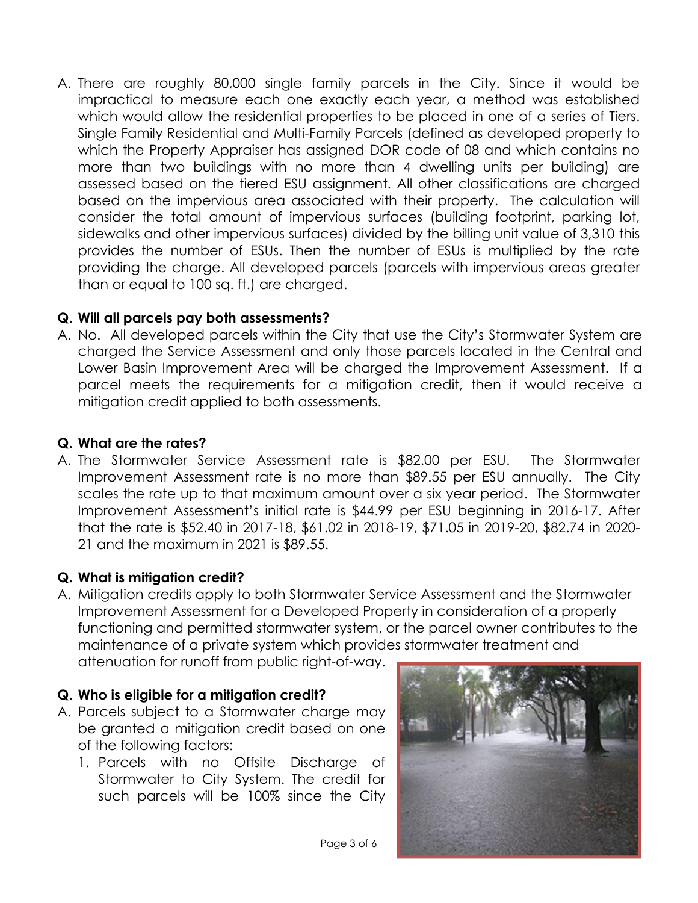A. There are roughly 80,000 single family parcels in the City. Since it would be impractical to measure each one exactly each year, a method was established which would allow the residential properties to be placed in one of a series of Tiers. Single Family Residential and Multi-Family Parcels (defined as developed property to which the Property Appraiser has assigned DOR code of 08 and which contains no more than two buildings with no more than 4 dwelling units per building) are assessed based on the tiered ESU assignment. All other classifications are charged based on the impervious area associated with their property. The calculation will consider the total amount of impervious surfaces (building footprint, parking lot, sidewalks and other impervious surfaces) divided by the billing unit value of 3,310 this provides the number of ESUs. Then the number of ESUs is multiplied by the rate providing the charge. All developed parcels (parcels with impervious areas greater than or equal to 100 sq. ft.) are charged.

**Q. Will all parcels pay both assessments?**

A. No. All developed parcels within the City that use the City's Stormwater System are charged the Service Assessment and only those parcels located in the Central and Lower Basin Improvement Area will be charged the Improvement Assessment. If a parcel meets the requirements for a mitigation credit, then it would receive a mitigation credit applied to both assessments.

**Q. What are the rates?**

A. The Stormwater Service Assessment rate is $82.00 per ESU. The Stormwater Improvement Assessment rate is no more than $89.55 per ESU annually. The City scales the rate up to that maximum amount over a six year period. The Stormwater Improvement Assessment's initial rate is $44.99 per ESU beginning in 2016-17. After that the rate is $52.40 in 2017-18, $61.02 in 2018-19, $71.05 in 2019-20, $82.74 in 2020-21 and the maximum in 2021 is $89.55.

**Q. What is mitigation credit?**

A. Mitigation credits apply to both Stormwater Service Assessment and the Stormwater Improvement Assessment for a Developed Property in consideration of a properly functioning and permitted stormwater system, or the parcel owner contributes to the maintenance of a private system which provides stormwater treatment and attenuation for runoff from public right-of-way.

**Q. Who is eligible for a mitigation credit?**

A. Parcels subject to a Stormwater charge may be granted a mitigation credit based on one of the following factors:

1. Parcels with no Offsite Discharge of Stormwater to City System. The credit for such parcels will be 100% since the City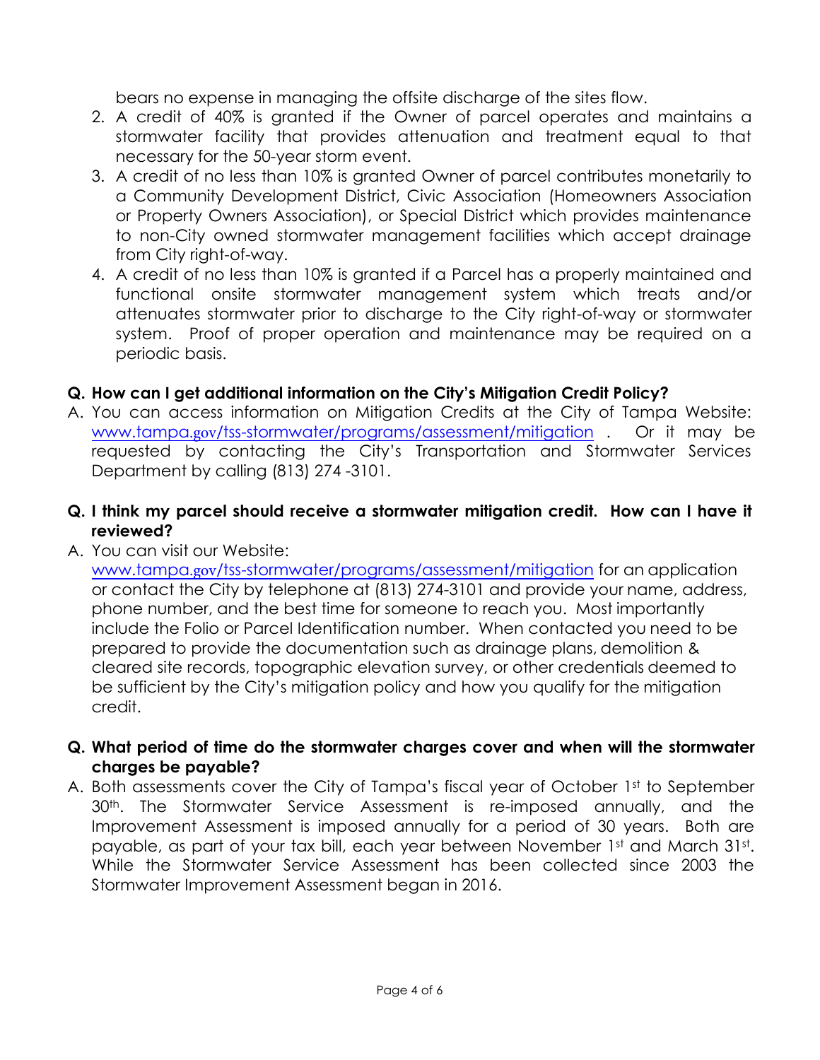bears no expense in managing the offsite discharge of the sites flow.

2. A credit of 40% is granted if the Owner of parcel operates and maintains a stormwater facility that provides attenuation and treatment equal to that necessary for the 50-year storm event.
3. A credit of no less than 10% is granted Owner of parcel contributes monetarily to a Community Development District, Civic Association (Homeowners Association or Property Owners Association), or Special District which provides maintenance to non-City owned stormwater management facilities which accept drainage from City right-of-way.
4. A credit of no less than 10% is granted if a Parcel has a properly maintained and functional onsite stormwater management system which treats and/or attenuates stormwater prior to discharge to the City right-of-way or stormwater system. Proof of proper operation and maintenance may be required on a periodic basis.

**Q. How can I get additional information on the City's Mitigation Credit Policy?**

A. You can access information on Mitigation Credits at the City of Tampa Website: www.tampa.gov/tss-stormwater/programs/assessment/mitigation . Or it may be requested by contacting the City's Transportation and Stormwater Services Department by calling (813) 274 -3101.

**Q. I think my parcel should receive a stormwater mitigation credit. How can I have it reviewed?**

A. You can visit our Website: www.tampa.gov/tss-stormwater/programs/assessment/mitigation for an application or contact the City by telephone at (813) 274-3101 and provide your name, address, phone number, and the best time for someone to reach you. Most importantly include the Folio or Parcel Identification number. When contacted you need to be prepared to provide the documentation such as drainage plans, demolition & cleared site records, topographic elevation survey, or other credentials deemed to be sufficient by the City's mitigation policy and how you qualify for the mitigation credit.

**Q. What period of time do the stormwater charges cover and when will the stormwater charges be payable?**

A. Both assessments cover the City of Tampa's fiscal year of October 1st to September 30th. The Stormwater Service Assessment is re-imposed annually, and the Improvement Assessment is imposed annually for a period of 30 years. Both are payable, as part of your tax bill, each year between November 1st and March 31st. While the Stormwater Service Assessment has been collected since 2003 the Stormwater Improvement Assessment began in 2016.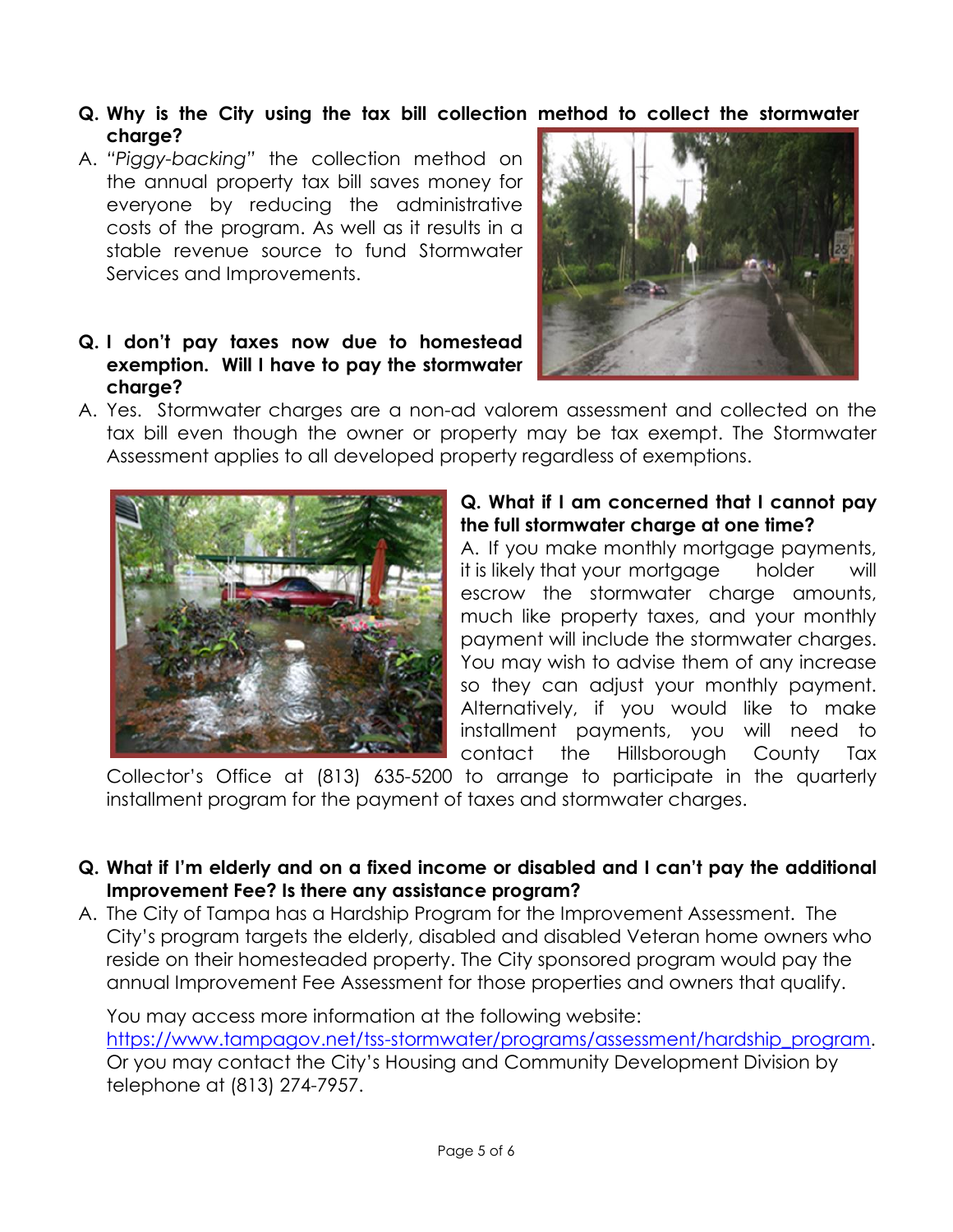**Q. Why is the City using the tax bill collection method to collect the stormwater charge?**

A. *"Piggy-backing"* the collection method on the annual property tax bill saves money for everyone by reducing the administrative costs of the program. As well as it results in a stable revenue source to fund Stormwater Services and Improvements.

**Q. I don't pay taxes now due to homestead exemption. Will I have to pay the stormwater charge?**

A. Yes. Stormwater charges are a non-ad valorem assessment and collected on the tax bill even though the owner or property may be tax exempt. The Stormwater Assessment applies to all developed property regardless of exemptions.

**Q. What if I am concerned that I cannot pay the full stormwater charge at one time?**

A. If you make monthly mortgage payments, it is likely that your mortgage holder will escrow the stormwater charge amounts, much like property taxes, and your monthly payment will include the stormwater charges. You may wish to advise them of any increase so they can adjust your monthly payment. Alternatively, if you would like to make installment payments, you will need to contact the Hillsborough County Tax Collector's Office at (813) 635-5200 to arrange to participate in the quarterly installment program for the payment of taxes and stormwater charges.

**Q. What if I'm elderly and on a fixed income or disabled and I can't pay the additional Improvement Fee? Is there any assistance program?**

A. The City of Tampa has a Hardship Program for the Improvement Assessment. The City's program targets the elderly, disabled and disabled Veteran home owners who reside on their homesteaded property. The City sponsored program would pay the annual Improvement Fee Assessment for those properties and owners that qualify.

You may access more information at the following website: https://www.tampagov.net/tss-stormwater/programs/assessment/hardship_program. Or you may contact the City's Housing and Community Development Division by telephone at (813) 274-7957.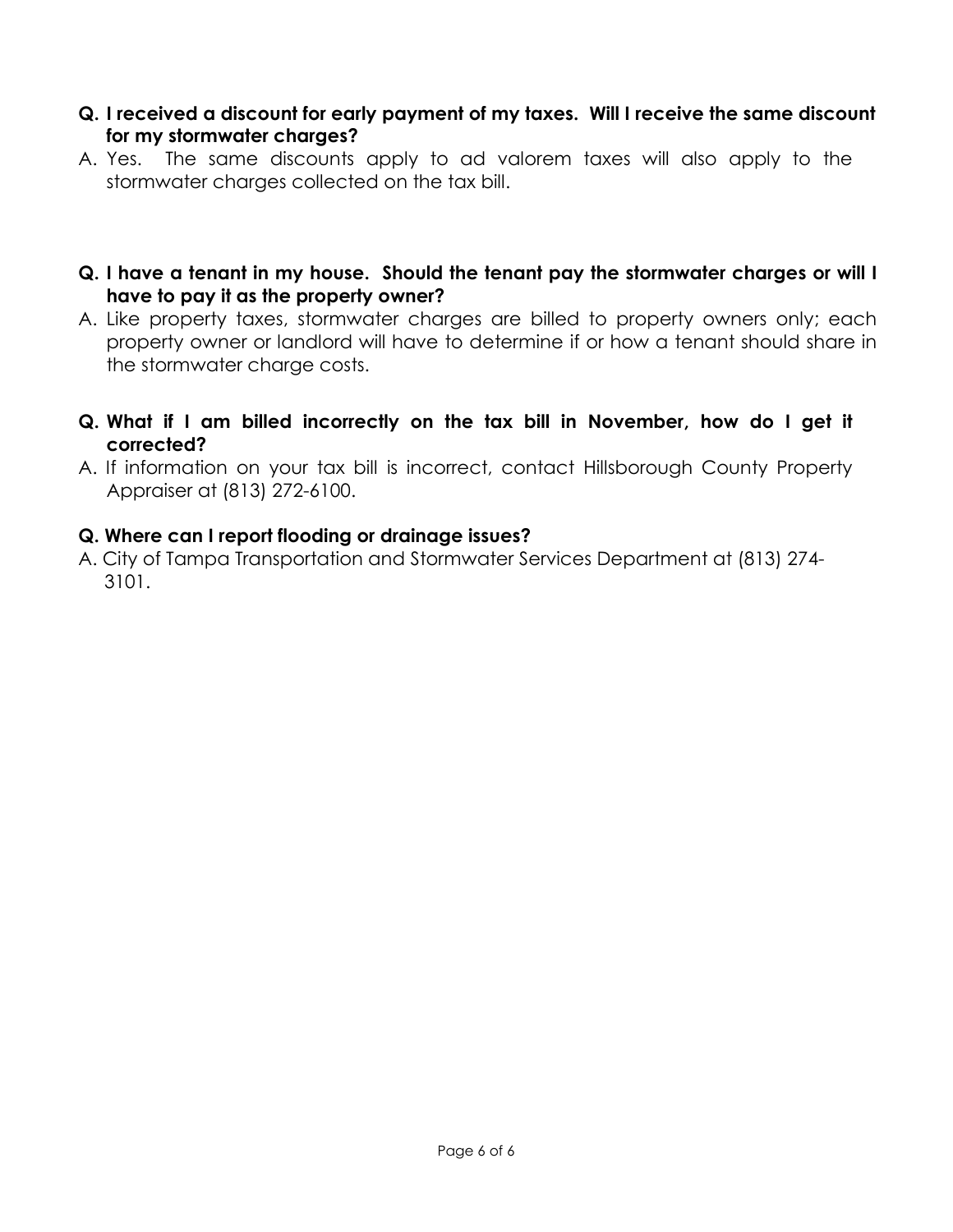**Q. I received a discount for early payment of my taxes. Will I receive the same discount for my stormwater charges?**

A. Yes. The same discounts apply to ad valorem taxes will also apply to the stormwater charges collected on the tax bill.

**Q. I have a tenant in my house. Should the tenant pay the stormwater charges or will I have to pay it as the property owner?**

A. Like property taxes, stormwater charges are billed to property owners only; each property owner or landlord will have to determine if or how a tenant should share in the stormwater charge costs.

**Q. What if I am billed incorrectly on the tax bill in November, how do I get it corrected?**

A. If information on your tax bill is incorrect, contact Hillsborough County Property Appraiser at (813) 272-6100.

**Q. Where can I report flooding or drainage issues?**

A. City of Tampa Transportation and Stormwater Services Department at (813) 274-3101.